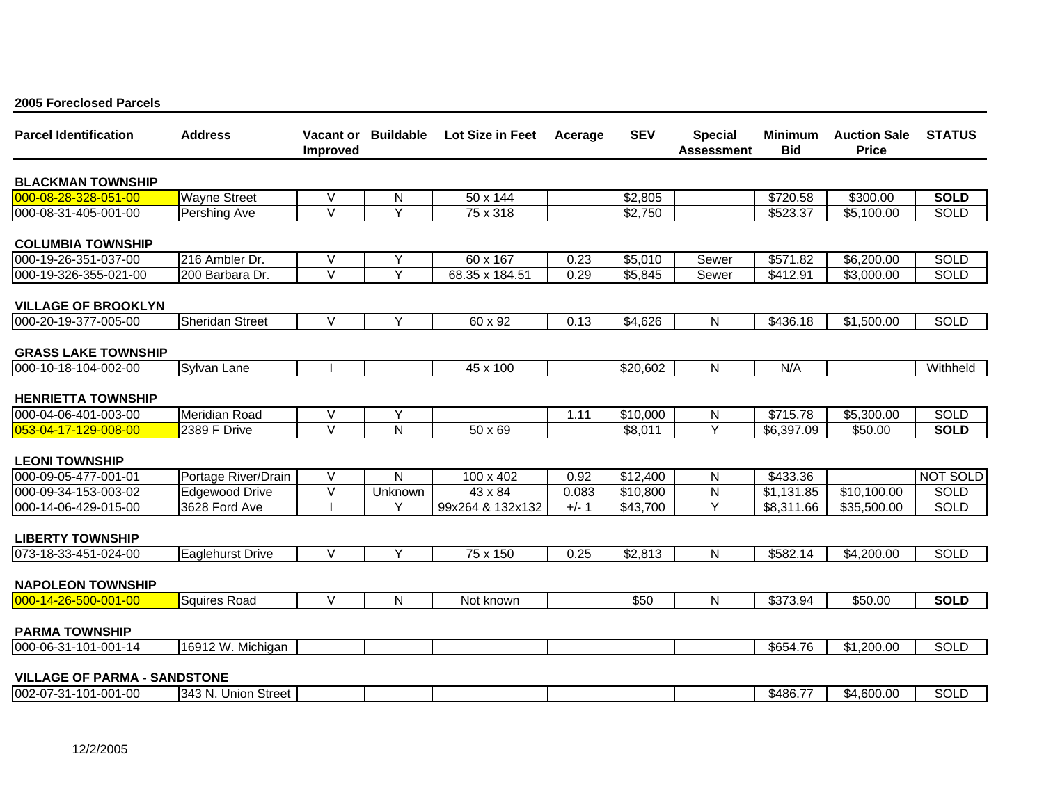**2005 Foreclosed Parcels**

| Parcel Identification | Address | Vacant or Improved | Buildable | Lot Size in Feet | Acerage | SEV | Special Assessment | Minimum Bid | Auction Sale Price | STATUS |
|---|---|---|---|---|---|---|---|---|---|---|
| **BLACKMAN TOWNSHIP** | | | | | | | | | | |
| 000-08-28-328-051-00 | Wayne Street | V | N | 50 x 144 | | $2,805 | | $720.58 | $300.00 | **SOLD** |
| 000-08-31-405-001-00 | Pershing Ave | V | Y | 75 x 318 | | $2,750 | | $523.37 | $5,100.00 | SOLD |
| **COLUMBIA TOWNSHIP** | | | | | | | | | | |
| 000-19-26-351-037-00 | 216 Ambler Dr. | V | Y | 60 x 167 | 0.23 | $5,010 | Sewer | $571.82 | $6,200.00 | SOLD |
| 000-19-326-355-021-00 | 200 Barbara Dr. | V | Y | 68.35 x 184.51 | 0.29 | $5,845 | Sewer | $412.91 | $3,000.00 | SOLD |
| **VILLAGE OF BROOKLYN** | | | | | | | | | | |
| 000-20-19-377-005-00 | Sheridan Street | V | Y | 60 x 92 | 0.13 | $4,626 | N | $436.18 | $1,500.00 | SOLD |
| **GRASS LAKE TOWNSHIP** | | | | | | | | | | |
| 000-10-18-104-002-00 | Sylvan Lane | I | | 45 x 100 | | $20,602 | N | N/A | | Withheld |
| **HENRIETTA TOWNSHIP** | | | | | | | | | | |
| 000-04-06-401-003-00 | Meridian Road | V | Y | | 1.11 | $10,000 | N | $715.78 | $5,300.00 | SOLD |
| 053-04-17-129-008-00 | 2389 F Drive | V | N | 50 x 69 | | $8,011 | Y | $6,397.09 | $50.00 | **SOLD** |
| **LEONI TOWNSHIP** | | | | | | | | | | |
| 000-09-05-477-001-01 | Portage River/Drain | V | N | 100 x 402 | 0.92 | $12,400 | N | $433.36 | | NOT SOLD |
| 000-09-34-153-003-02 | Edgewood Drive | V | Unknown | 43 x 84 | 0.083 | $10,800 | N | $1,131.85 | $10,100.00 | SOLD |
| 000-14-06-429-015-00 | 3628 Ford Ave | I | Y | 99x264 & 132x132 | +/- 1 | $43,700 | Y | $8,311.66 | $35,500.00 | SOLD |
| **LIBERTY TOWNSHIP** | | | | | | | | | | |
| 073-18-33-451-024-00 | Eaglehurst Drive | V | Y | 75 x 150 | 0.25 | $2,813 | N | $582.14 | $4,200.00 | SOLD |
| **NAPOLEON TOWNSHIP** | | | | | | | | | | |
| 000-14-26-500-001-00 | Squires Road | V | N | Not known | | $50 | N | $373.94 | $50.00 | **SOLD** |
| **PARMA TOWNSHIP** | | | | | | | | | | |
| 000-06-31-101-001-14 | 16912 W. Michigan | | | | | | | $654.76 | $1,200.00 | SOLD |
| **VILLAGE OF PARMA - SANDSTONE** | | | | | | | | | | |
| 002-07-31-101-001-00 | 343 N. Union Street | | | | | | | $486.77 | $4,600.00 | SOLD |

12/2/2005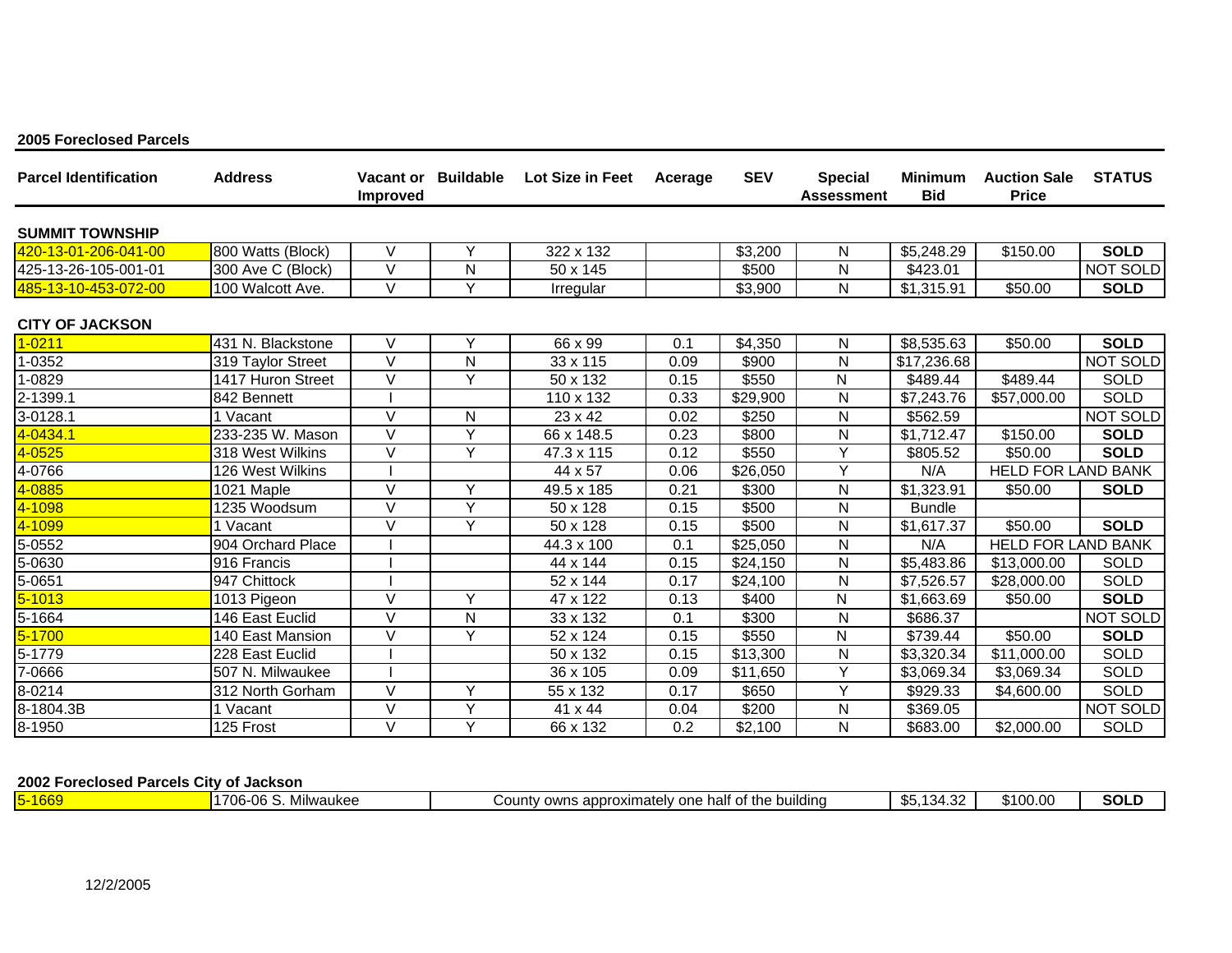**2005 Foreclosed Parcels**

| Parcel Identification | Address | Vacant or Improved | Buildable | Lot Size in Feet | Acerage | SEV | Special Assessment | Minimum Bid | Auction Sale Price | STATUS |
|---|---|---|---|---|---|---|---|---|---|---|
| **SUMMIT TOWNSHIP** | | | | | | | | | | |
| 420-13-01-206-041-00 | 800 Watts (Block) | V | Y | 322 x 132 | | $3,200 | N | $5,248.29 | $150.00 | **SOLD** |
| 425-13-26-105-001-01 | 300 Ave C (Block) | V | N | 50 x 145 | | $500 | N | $423.01 | | NOT SOLD |
| 485-13-10-453-072-00 | 100 Walcott Ave. | V | Y | Irregular | | $3,900 | N | $1,315.91 | $50.00 | **SOLD** |
| **CITY OF JACKSON** | | | | | | | | | | |
| 1-0211 | 431 N. Blackstone | V | Y | 66 x 99 | 0.1 | $4,350 | N | $8,535.63 | $50.00 | **SOLD** |
| 1-0352 | 319 Taylor Street | V | N | 33 x 115 | 0.09 | $900 | N | $17,236.68 | | NOT SOLD |
| 1-0829 | 1417 Huron Street | V | Y | 50 x 132 | 0.15 | $550 | N | $489.44 | $489.44 | SOLD |
| 2-1399.1 | 842 Bennett | I | | 110 x 132 | 0.33 | $29,900 | N | $7,243.76 | $57,000.00 | SOLD |
| 3-0128.1 | 1 Vacant | V | N | 23 x 42 | 0.02 | $250 | N | $562.59 | | NOT SOLD |
| 4-0434.1 | 233-235 W. Mason | V | Y | 66 x 148.5 | 0.23 | $800 | N | $1,712.47 | $150.00 | **SOLD** |
| 4-0525 | 318 West Wilkins | V | Y | 47.3 x 115 | 0.12 | $550 | Y | $805.52 | $50.00 | **SOLD** |
| 4-0766 | 126 West Wilkins | I | | 44 x 57 | 0.06 | $26,050 | Y | N/A | HELD FOR LAND BANK | |
| 4-0885 | 1021 Maple | V | Y | 49.5 x 185 | 0.21 | $300 | N | $1,323.91 | $50.00 | **SOLD** |
| 4-1098 | 1235 Woodsum | V | Y | 50 x 128 | 0.15 | $500 | N | Bundle | | |
| 4-1099 | 1 Vacant | V | Y | 50 x 128 | 0.15 | $500 | N | $1,617.37 | $50.00 | **SOLD** |
| 5-0552 | 904 Orchard Place | I | | 44.3 x 100 | 0.1 | $25,050 | N | N/A | HELD FOR LAND BANK | |
| 5-0630 | 916 Francis | I | | 44 x 144 | 0.15 | $24,150 | N | $5,483.86 | $13,000.00 | SOLD |
| 5-0651 | 947 Chittock | I | | 52 x 144 | 0.17 | $24,100 | N | $7,526.57 | $28,000.00 | SOLD |
| 5-1013 | 1013 Pigeon | V | Y | 47 x 122 | 0.13 | $400 | N | $1,663.69 | $50.00 | **SOLD** |
| 5-1664 | 146 East Euclid | V | N | 33 x 132 | 0.1 | $300 | N | $686.37 | | NOT SOLD |
| 5-1700 | 140 East Mansion | V | Y | 52 x 124 | 0.15 | $550 | N | $739.44 | $50.00 | **SOLD** |
| 5-1779 | 228 East Euclid | I | | 50 x 132 | 0.15 | $13,300 | N | $3,320.34 | $11,000.00 | SOLD |
| 7-0666 | 507 N. Milwaukee | I | | 36 x 105 | 0.09 | $11,650 | Y | $3,069.34 | $3,069.34 | SOLD |
| 8-0214 | 312 North Gorham | V | Y | 55 x 132 | 0.17 | $650 | Y | $929.33 | $4,600.00 | SOLD |
| 8-1804.3B | 1 Vacant | V | Y | 41 x 44 | 0.04 | $200 | N | $369.05 | | NOT SOLD |
| 8-1950 | 125 Frost | V | Y | 66 x 132 | 0.2 | $2,100 | N | $683.00 | $2,000.00 | SOLD |

**2002 Foreclosed Parcels City of Jackson**

| | | | | |
|---|---|---|---|---|
| 5-1669 | 1706-06 S. Milwaukee | County owns approximately one half of the building | $5,134.32 | $100.00 | **SOLD** |

12/2/2005